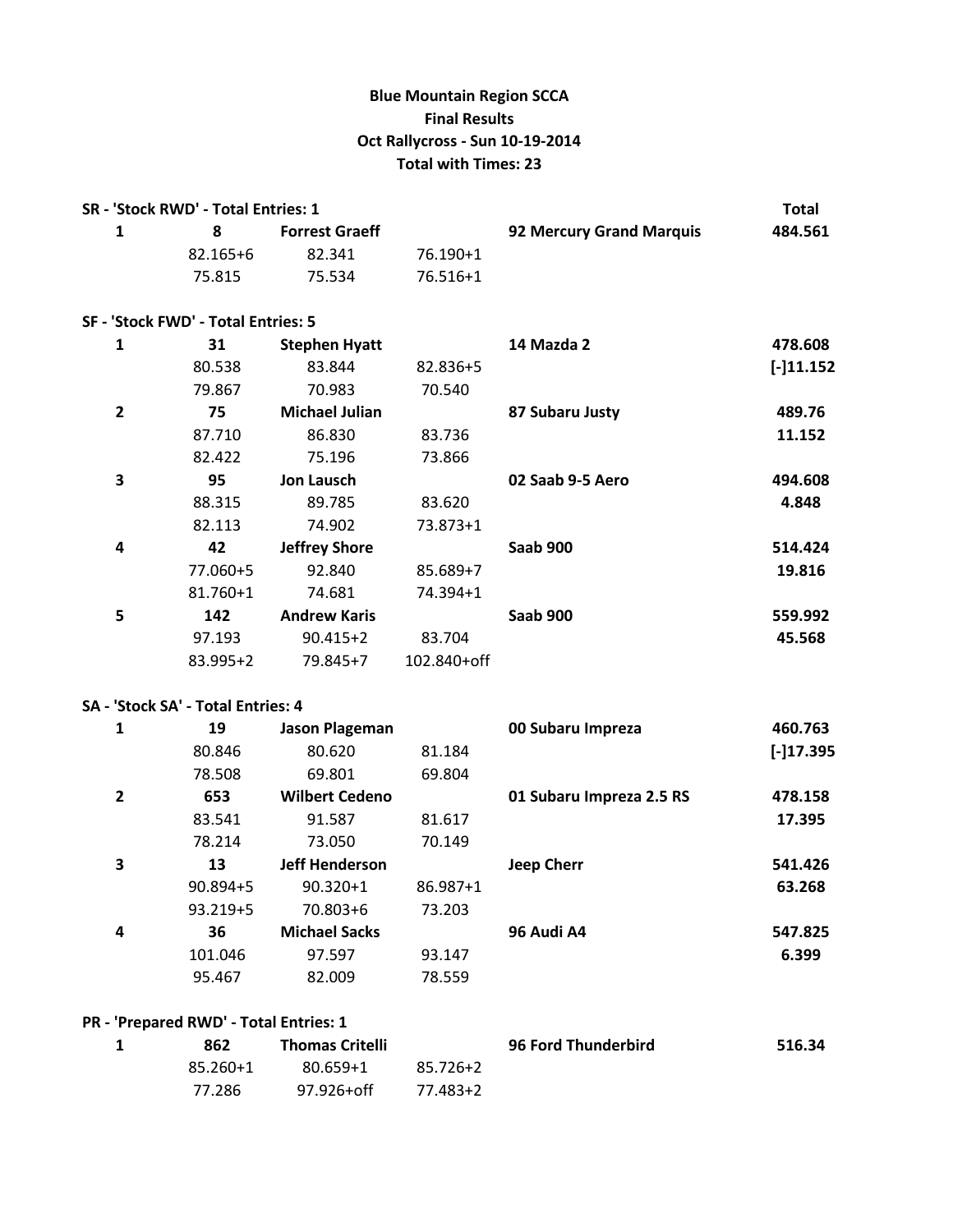**Blue Mountain Region SCCA**
**Final Results**
**Oct Rallycross - Sun 10-19-2014**
**Total with Times: 23**

**SR - 'Stock RWD' - Total Entries: 1**

| | | | | | Total |
|---|---|---|---|---|---|
| **1** | **8** | **Forrest Graeff** | | **92 Mercury Grand Marquis** | **484.561** |
| | 82.165+6 | 82.341 | 76.190+1 | | |
| | 75.815 | 75.534 | 76.516+1 | | |

**SF - 'Stock FWD' - Total Entries: 5**

| | | | | | |
|---|---|---|---|---|---|
| **1** | **31** | **Stephen Hyatt** | | **14 Mazda 2** | **478.608** |
| | 80.538 | 83.844 | 82.836+5 | | **[-]11.152** |
| | 79.867 | 70.983 | 70.540 | | |
| **2** | **75** | **Michael Julian** | | **87 Subaru Justy** | **489.76** |
| | 87.710 | 86.830 | 83.736 | | **11.152** |
| | 82.422 | 75.196 | 73.866 | | |
| **3** | **95** | **Jon Lausch** | | **02 Saab 9-5 Aero** | **494.608** |
| | 88.315 | 89.785 | 83.620 | | **4.848** |
| | 82.113 | 74.902 | 73.873+1 | | |
| **4** | **42** | **Jeffrey Shore** | | **Saab 900** | **514.424** |
| | 77.060+5 | 92.840 | 85.689+7 | | **19.816** |
| | 81.760+1 | 74.681 | 74.394+1 | | |
| **5** | **142** | **Andrew Karis** | | **Saab 900** | **559.992** |
| | 97.193 | 90.415+2 | 83.704 | | **45.568** |
| | 83.995+2 | 79.845+7 | 102.840+off | | |

**SA - 'Stock SA' - Total Entries: 4**

| | | | | | |
|---|---|---|---|---|---|
| **1** | **19** | **Jason Plageman** | | **00 Subaru Impreza** | **460.763** |
| | 80.846 | 80.620 | 81.184 | | **[-]17.395** |
| | 78.508 | 69.801 | 69.804 | | |
| **2** | **653** | **Wilbert Cedeno** | | **01 Subaru Impreza 2.5 RS** | **478.158** |
| | 83.541 | 91.587 | 81.617 | | **17.395** |
| | 78.214 | 73.050 | 70.149 | | |
| **3** | **13** | **Jeff Henderson** | | **Jeep Cherr** | **541.426** |
| | 90.894+5 | 90.320+1 | 86.987+1 | | **63.268** |
| | 93.219+5 | 70.803+6 | 73.203 | | |
| **4** | **36** | **Michael Sacks** | | **96 Audi A4** | **547.825** |
| | 101.046 | 97.597 | 93.147 | | **6.399** |
| | 95.467 | 82.009 | 78.559 | | |

**PR - 'Prepared RWD' - Total Entries: 1**

| | | | | | |
|---|---|---|---|---|---|
| **1** | **862** | **Thomas Critelli** | | **96 Ford Thunderbird** | **516.34** |
| | 85.260+1 | 80.659+1 | 85.726+2 | | |
| | 77.286 | 97.926+off | 77.483+2 | | |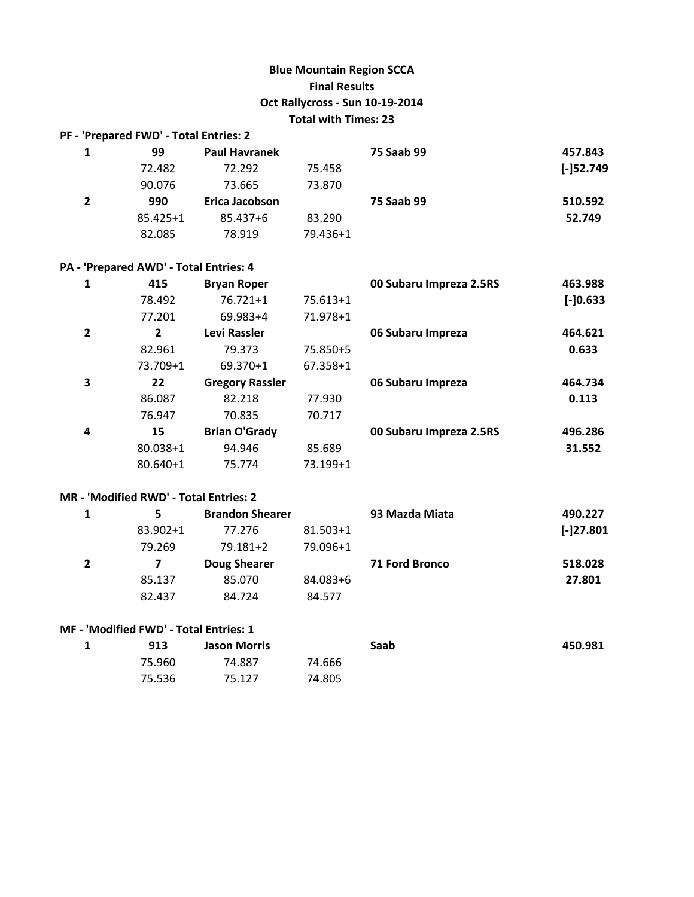**Blue Mountain Region SCCA**
**Final Results**
**Oct Rallycross - Sun 10-19-2014**
**Total with Times: 23**

**PF - 'Prepared FWD' - Total Entries: 2**

| Pos | No. | Driver | | Car | Total |
|---|---|---|---|---|---|
| **1** | **99** | **Paul Havranek** | | **75 Saab 99** | **457.843** |
| | 72.482 | 72.292 | 75.458 | | **[-]52.749** |
| | 90.076 | 73.665 | 73.870 | | |
| **2** | **990** | **Erica Jacobson** | | **75 Saab 99** | **510.592** |
| | 85.425+1 | 85.437+6 | 83.290 | | **52.749** |
| | 82.085 | 78.919 | 79.436+1 | | |

**PA - 'Prepared AWD' - Total Entries: 4**

| Pos | No. | Driver | | Car | Total |
|---|---|---|---|---|---|
| **1** | **415** | **Bryan Roper** | | **00 Subaru Impreza 2.5RS** | **463.988** |
| | 78.492 | 76.721+1 | 75.613+1 | | **[-]0.633** |
| | 77.201 | 69.983+4 | 71.978+1 | | |
| **2** | **2** | **Levi Rassler** | | **06 Subaru Impreza** | **464.621** |
| | 82.961 | 79.373 | 75.850+5 | | **0.633** |
| | 73.709+1 | 69.370+1 | 67.358+1 | | |
| **3** | **22** | **Gregory Rassler** | | **06 Subaru Impreza** | **464.734** |
| | 86.087 | 82.218 | 77.930 | | **0.113** |
| | 76.947 | 70.835 | 70.717 | | |
| **4** | **15** | **Brian O'Grady** | | **00 Subaru Impreza 2.5RS** | **496.286** |
| | 80.038+1 | 94.946 | 85.689 | | **31.552** |
| | 80.640+1 | 75.774 | 73.199+1 | | |

**MR - 'Modified RWD' - Total Entries: 2**

| Pos | No. | Driver | | Car | Total |
|---|---|---|---|---|---|
| **1** | **5** | **Brandon Shearer** | | **93 Mazda Miata** | **490.227** |
| | 83.902+1 | 77.276 | 81.503+1 | | **[-]27.801** |
| | 79.269 | 79.181+2 | 79.096+1 | | |
| **2** | **7** | **Doug Shearer** | | **71 Ford Bronco** | **518.028** |
| | 85.137 | 85.070 | 84.083+6 | | **27.801** |
| | 82.437 | 84.724 | 84.577 | | |

**MF - 'Modified FWD' - Total Entries: 1**

| Pos | No. | Driver | | Car | Total |
|---|---|---|---|---|---|
| **1** | **913** | **Jason Morris** | | **Saab** | **450.981** |
| | 75.960 | 74.887 | 74.666 | | |
| | 75.536 | 75.127 | 74.805 | | |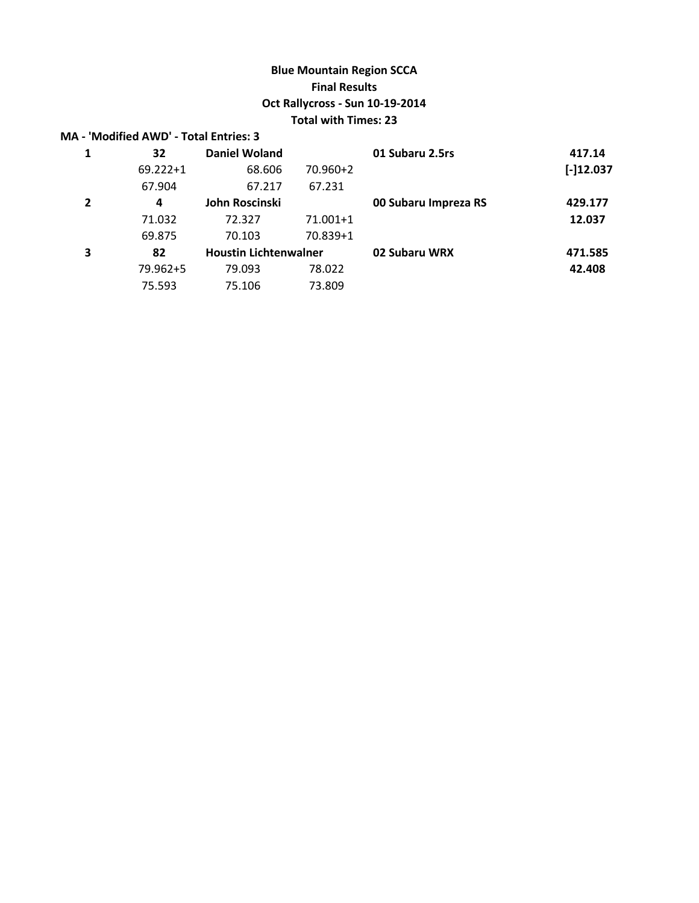**Blue Mountain Region SCCA**
**Final Results**
**Oct Rallycross - Sun 10-19-2014**
**Total with Times: 23**

**MA - 'Modified AWD' - Total Entries: 3**

| | | | | | |
|---|---|---|---|---|---|
| **1** | **32** | **Daniel Woland** | | **01 Subaru 2.5rs** | **417.14** |
| | 69.222+1 | 68.606 | 70.960+2 | | **[-]12.037** |
| | 67.904 | 67.217 | 67.231 | | |
| **2** | **4** | **John Roscinski** | | **00 Subaru Impreza RS** | **429.177** |
| | 71.032 | 72.327 | 71.001+1 | | **12.037** |
| | 69.875 | 70.103 | 70.839+1 | | |
| **3** | **82** | **Houstin Lichtenwalner** | | **02 Subaru WRX** | **471.585** |
| | 79.962+5 | 79.093 | 78.022 | | **42.408** |
| | 75.593 | 75.106 | 73.809 | | |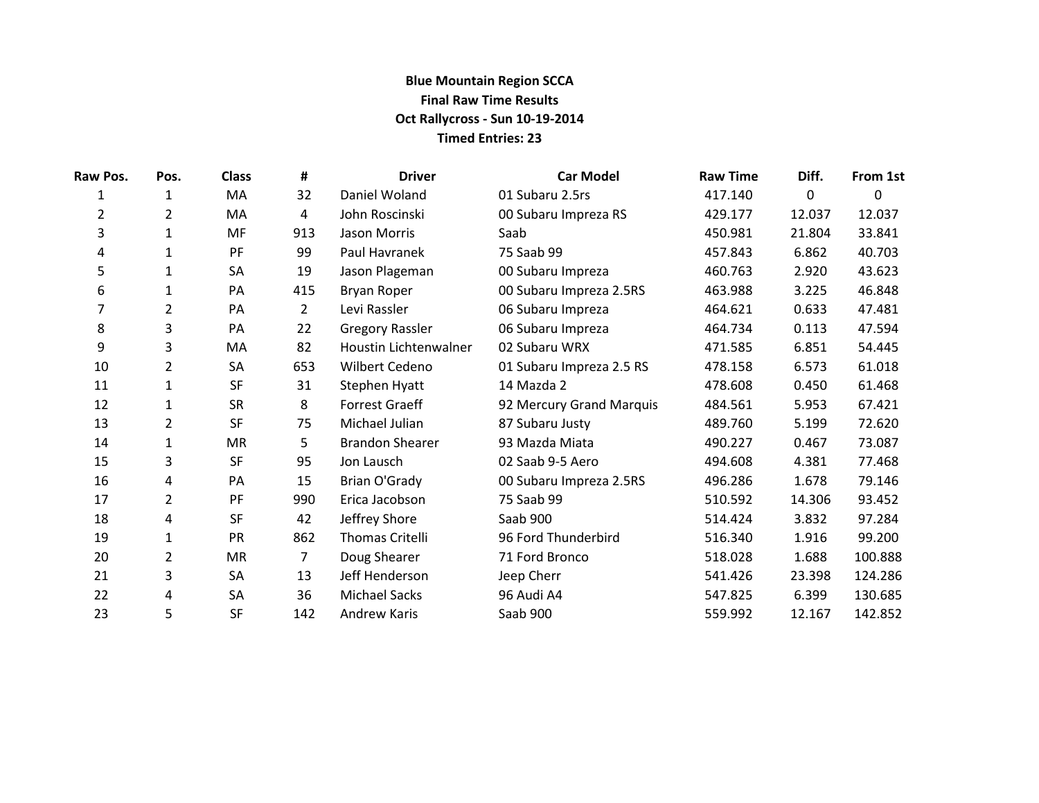**Blue Mountain Region SCCA**
**Final Raw Time Results**
**Oct Rallycross - Sun 10-19-2014**
**Timed Entries: 23**

| Raw Pos. | Pos. | Class | # | Driver | Car Model | Raw Time | Diff. | From 1st |
|---|---|---|---|---|---|---|---|---|
| 1 | 1 | MA | 32 | Daniel Woland | 01 Subaru 2.5rs | 417.140 | 0 | 0 |
| 2 | 2 | MA | 4 | John Roscinski | 00 Subaru Impreza RS | 429.177 | 12.037 | 12.037 |
| 3 | 1 | MF | 913 | Jason Morris | Saab | 450.981 | 21.804 | 33.841 |
| 4 | 1 | PF | 99 | Paul Havranek | 75 Saab 99 | 457.843 | 6.862 | 40.703 |
| 5 | 1 | SA | 19 | Jason Plageman | 00 Subaru Impreza | 460.763 | 2.920 | 43.623 |
| 6 | 1 | PA | 415 | Bryan Roper | 00 Subaru Impreza 2.5RS | 463.988 | 3.225 | 46.848 |
| 7 | 2 | PA | 2 | Levi Rassler | 06 Subaru Impreza | 464.621 | 0.633 | 47.481 |
| 8 | 3 | PA | 22 | Gregory Rassler | 06 Subaru Impreza | 464.734 | 0.113 | 47.594 |
| 9 | 3 | MA | 82 | Houstin Lichtenwalner | 02 Subaru WRX | 471.585 | 6.851 | 54.445 |
| 10 | 2 | SA | 653 | Wilbert Cedeno | 01 Subaru Impreza 2.5 RS | 478.158 | 6.573 | 61.018 |
| 11 | 1 | SF | 31 | Stephen Hyatt | 14 Mazda 2 | 478.608 | 0.450 | 61.468 |
| 12 | 1 | SR | 8 | Forrest Graeff | 92 Mercury Grand Marquis | 484.561 | 5.953 | 67.421 |
| 13 | 2 | SF | 75 | Michael Julian | 87 Subaru Justy | 489.760 | 5.199 | 72.620 |
| 14 | 1 | MR | 5 | Brandon Shearer | 93 Mazda Miata | 490.227 | 0.467 | 73.087 |
| 15 | 3 | SF | 95 | Jon Lausch | 02 Saab 9-5 Aero | 494.608 | 4.381 | 77.468 |
| 16 | 4 | PA | 15 | Brian O'Grady | 00 Subaru Impreza 2.5RS | 496.286 | 1.678 | 79.146 |
| 17 | 2 | PF | 990 | Erica Jacobson | 75 Saab 99 | 510.592 | 14.306 | 93.452 |
| 18 | 4 | SF | 42 | Jeffrey Shore | Saab 900 | 514.424 | 3.832 | 97.284 |
| 19 | 1 | PR | 862 | Thomas Critelli | 96 Ford Thunderbird | 516.340 | 1.916 | 99.200 |
| 20 | 2 | MR | 7 | Doug Shearer | 71 Ford Bronco | 518.028 | 1.688 | 100.888 |
| 21 | 3 | SA | 13 | Jeff Henderson | Jeep Cherr | 541.426 | 23.398 | 124.286 |
| 22 | 4 | SA | 36 | Michael Sacks | 96 Audi A4 | 547.825 | 6.399 | 130.685 |
| 23 | 5 | SF | 142 | Andrew Karis | Saab 900 | 559.992 | 12.167 | 142.852 |